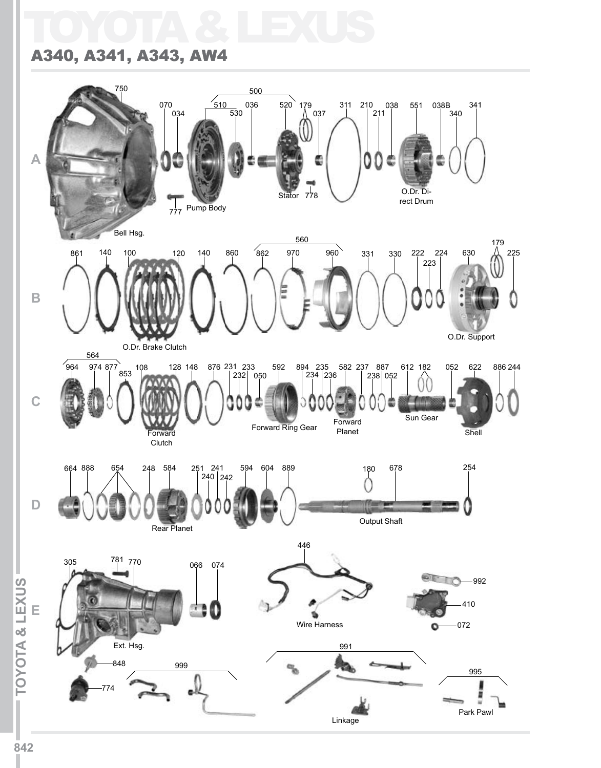# TOYOTA & LEXUS

## A340, A341, A343, AW4

**A**

750 Bell Hsg.
070
034
777 Pump Body
500
510
530
036
520 Stator
778
179
037
311
210
211
038
551 O.Dr. Direct Drum
038B
340
341

**B**

861
140
100
120 O.Dr. Brake Clutch
140
860
560
862
970
960
331
330
222
223
224
630 O.Dr. Support
179
225

**C**

564
964
974
877
853
108
128 Forward Clutch
148
876
231
232
233
050
592 Forward Ring Gear
894
234
235
236
582 Forward Planet
237
238
887
052
612 Sun Gear
182
052
622 Shell
886
244

**D**

664
888
654
248
584 Rear Planet
251
240
241
242
594
604
889
180
678 Output Shaft
254

**E**

305
781
770 Ext. Hsg.
066
074
446 Wire Harness
992
410
072
848
774
999
991 Linkage
995 Park Pawl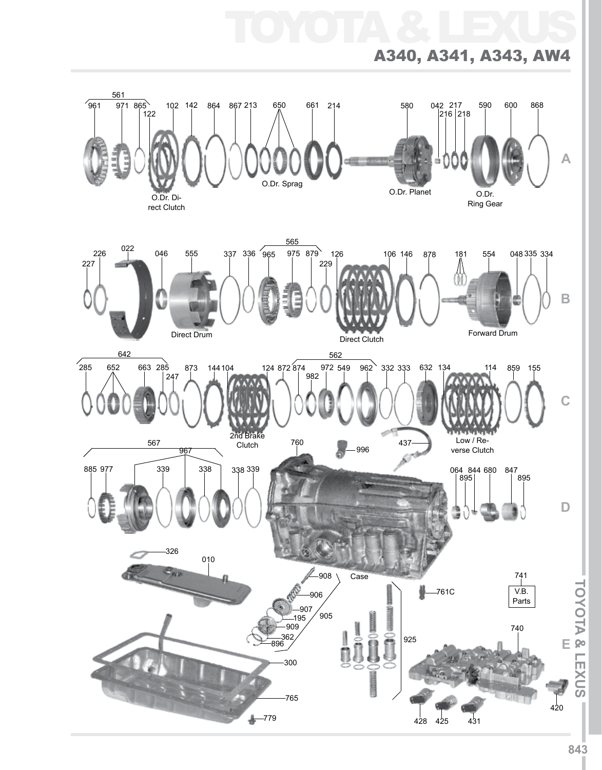# TOYOTA & LEXUS

## A340, A341, A343, AW4

561
961 971 865 122 102 142 864 867 213 650 661 214 580 042 216 217 218 590 600 868

O.Dr. Direct Clutch

O.Dr. Sprag

O.Dr. Planet

O.Dr. Ring Gear

A

565
227 226 022 046 555 337 336 965 975 879 229 126 106 146 878 181 554 048 335 334

Direct Drum

Direct Clutch

Forward Drum

B

642 562
285 652 663 285 247 873 144 104 124 872 874 972 982 549 962 332 333 632 134 114 859 155

2nd Brake Clutch

Low / Reverse Clutch

C

567 967
885 977 339 338 338 339 760 996 437 064 895 844 680 847 895

D

326 010 908 906 907 195 909 362 896 905 Case 925 761C 741 V.B. Parts 740

300 765 779 428 425 431 420

E

TOYOTA & LEXUS